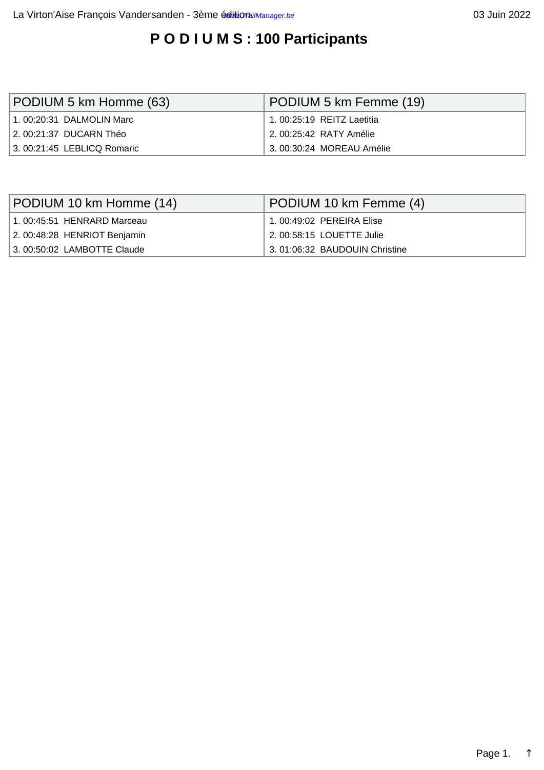# P O D I U M S : 100 Participants

| PODIUM 5 km Homme (63) | PODIUM 5 km Femme (19) |
|---|---|
| 1. 00:20:31 DALMOLIN Marc | 1. 00:25:19 REITZ Laetitia |
| 2. 00:21:37 DUCARN Théo | 2. 00:25:42 RATY Amélie |
| 3. 00:21:45 LEBLICQ Romaric | 3. 00:30:24 MOREAU Amélie |

| PODIUM 10 km Homme (14) | PODIUM 10 km Femme (4) |
|---|---|
| 1. 00:45:51 HENRARD Marceau | 1. 00:49:02 PEREIRA Elise |
| 2. 00:48:28 HENRIOT Benjamin | 2. 00:58:15 LOUETTE Julie |
| 3. 00:50:02 LAMBOTTE Claude | 3. 01:06:32 BAUDOUIN Christine |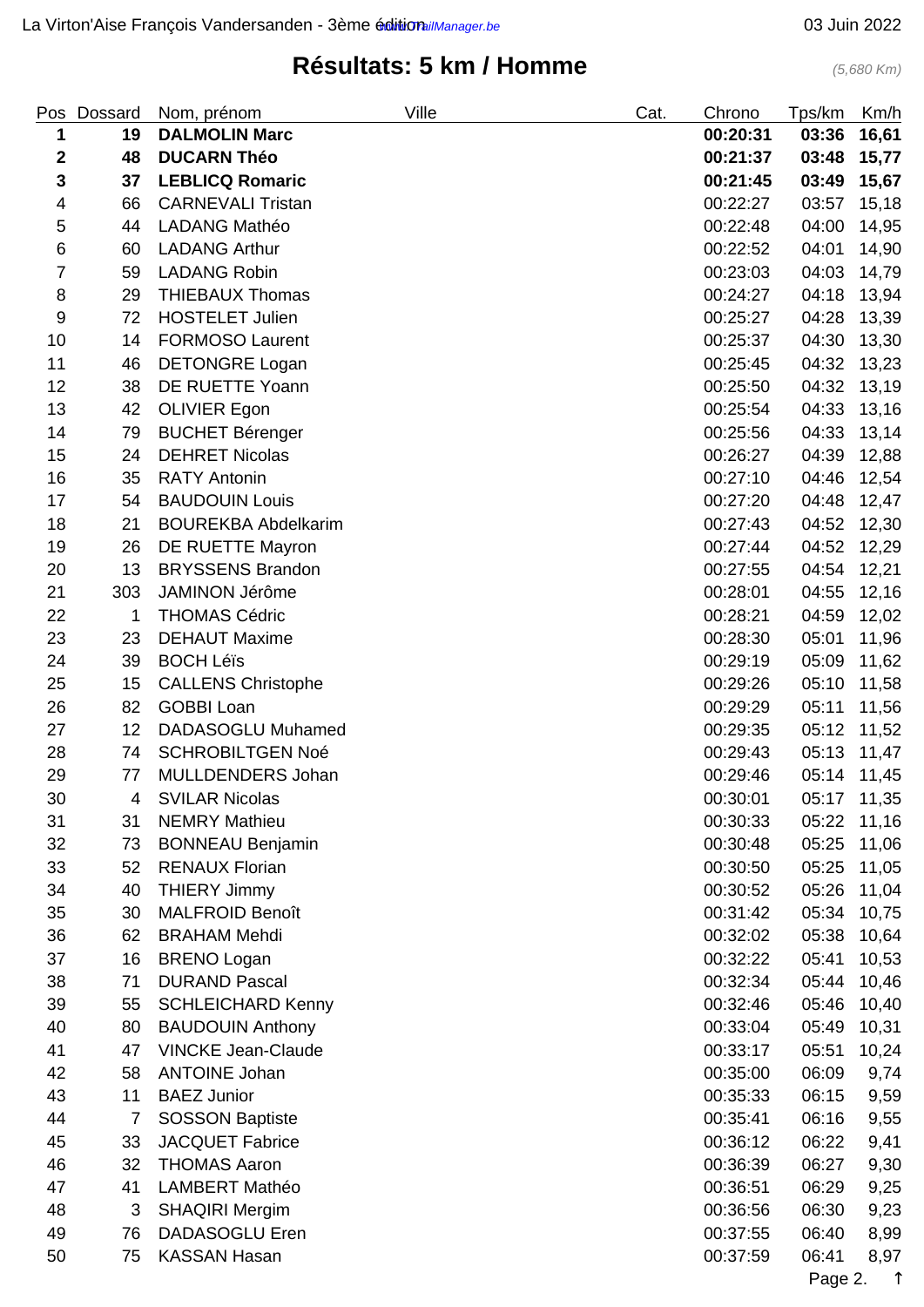## Résultats: 5 km / Homme

*(5,680 Km)*

| Pos | Dossard | Nom, prénom | Ville | Cat. | Chrono | Tps/km | Km/h |
|---|---|---|---|---|---|---|---|
| **1** | **19** | **DALMOLIN Marc** | | | **00:20:31** | **03:36** | **16,61** |
| **2** | **48** | **DUCARN Théo** | | | **00:21:37** | **03:48** | **15,77** |
| **3** | **37** | **LEBLICQ Romaric** | | | **00:21:45** | **03:49** | **15,67** |
| 4 | 66 | CARNEVALI Tristan | | | 00:22:27 | 03:57 | 15,18 |
| 5 | 44 | LADANG Mathéo | | | 00:22:48 | 04:00 | 14,95 |
| 6 | 60 | LADANG Arthur | | | 00:22:52 | 04:01 | 14,90 |
| 7 | 59 | LADANG Robin | | | 00:23:03 | 04:03 | 14,79 |
| 8 | 29 | THIEBAUX Thomas | | | 00:24:27 | 04:18 | 13,94 |
| 9 | 72 | HOSTELET Julien | | | 00:25:27 | 04:28 | 13,39 |
| 10 | 14 | FORMOSO Laurent | | | 00:25:37 | 04:30 | 13,30 |
| 11 | 46 | DETONGRE Logan | | | 00:25:45 | 04:32 | 13,23 |
| 12 | 38 | DE RUETTE Yoann | | | 00:25:50 | 04:32 | 13,19 |
| 13 | 42 | OLIVIER Egon | | | 00:25:54 | 04:33 | 13,16 |
| 14 | 79 | BUCHET Bérenger | | | 00:25:56 | 04:33 | 13,14 |
| 15 | 24 | DEHRET Nicolas | | | 00:26:27 | 04:39 | 12,88 |
| 16 | 35 | RATY Antonin | | | 00:27:10 | 04:46 | 12,54 |
| 17 | 54 | BAUDOUIN Louis | | | 00:27:20 | 04:48 | 12,47 |
| 18 | 21 | BOUREKBA Abdelkarim | | | 00:27:43 | 04:52 | 12,30 |
| 19 | 26 | DE RUETTE Mayron | | | 00:27:44 | 04:52 | 12,29 |
| 20 | 13 | BRYSSENS Brandon | | | 00:27:55 | 04:54 | 12,21 |
| 21 | 303 | JAMINON Jérôme | | | 00:28:01 | 04:55 | 12,16 |
| 22 | 1 | THOMAS Cédric | | | 00:28:21 | 04:59 | 12,02 |
| 23 | 23 | DEHAUT Maxime | | | 00:28:30 | 05:01 | 11,96 |
| 24 | 39 | BOCH Léïs | | | 00:29:19 | 05:09 | 11,62 |
| 25 | 15 | CALLENS Christophe | | | 00:29:26 | 05:10 | 11,58 |
| 26 | 82 | GOBBI Loan | | | 00:29:29 | 05:11 | 11,56 |
| 27 | 12 | DADASOGLU Muhamed | | | 00:29:35 | 05:12 | 11,52 |
| 28 | 74 | SCHROBILTGEN Noé | | | 00:29:43 | 05:13 | 11,47 |
| 29 | 77 | MULLDENDERS Johan | | | 00:29:46 | 05:14 | 11,45 |
| 30 | 4 | SVILAR Nicolas | | | 00:30:01 | 05:17 | 11,35 |
| 31 | 31 | NEMRY Mathieu | | | 00:30:33 | 05:22 | 11,16 |
| 32 | 73 | BONNEAU Benjamin | | | 00:30:48 | 05:25 | 11,06 |
| 33 | 52 | RENAUX Florian | | | 00:30:50 | 05:25 | 11,05 |
| 34 | 40 | THIERY Jimmy | | | 00:30:52 | 05:26 | 11,04 |
| 35 | 30 | MALFROID Benoît | | | 00:31:42 | 05:34 | 10,75 |
| 36 | 62 | BRAHAM Mehdi | | | 00:32:02 | 05:38 | 10,64 |
| 37 | 16 | BRENO Logan | | | 00:32:22 | 05:41 | 10,53 |
| 38 | 71 | DURAND Pascal | | | 00:32:34 | 05:44 | 10,46 |
| 39 | 55 | SCHLEICHARD Kenny | | | 00:32:46 | 05:46 | 10,40 |
| 40 | 80 | BAUDOUIN Anthony | | | 00:33:04 | 05:49 | 10,31 |
| 41 | 47 | VINCKE Jean-Claude | | | 00:33:17 | 05:51 | 10,24 |
| 42 | 58 | ANTOINE Johan | | | 00:35:00 | 06:09 | 9,74 |
| 43 | 11 | BAEZ Junior | | | 00:35:33 | 06:15 | 9,59 |
| 44 | 7 | SOSSON Baptiste | | | 00:35:41 | 06:16 | 9,55 |
| 45 | 33 | JACQUET Fabrice | | | 00:36:12 | 06:22 | 9,41 |
| 46 | 32 | THOMAS Aaron | | | 00:36:39 | 06:27 | 9,30 |
| 47 | 41 | LAMBERT Mathéo | | | 00:36:51 | 06:29 | 9,25 |
| 48 | 3 | SHAQIRI Mergim | | | 00:36:56 | 06:30 | 9,23 |
| 49 | 76 | DADASOGLU Eren | | | 00:37:55 | 06:40 | 8,99 |
| 50 | 75 | KASSAN Hasan | | | 00:37:59 | 06:41 | 8,97 |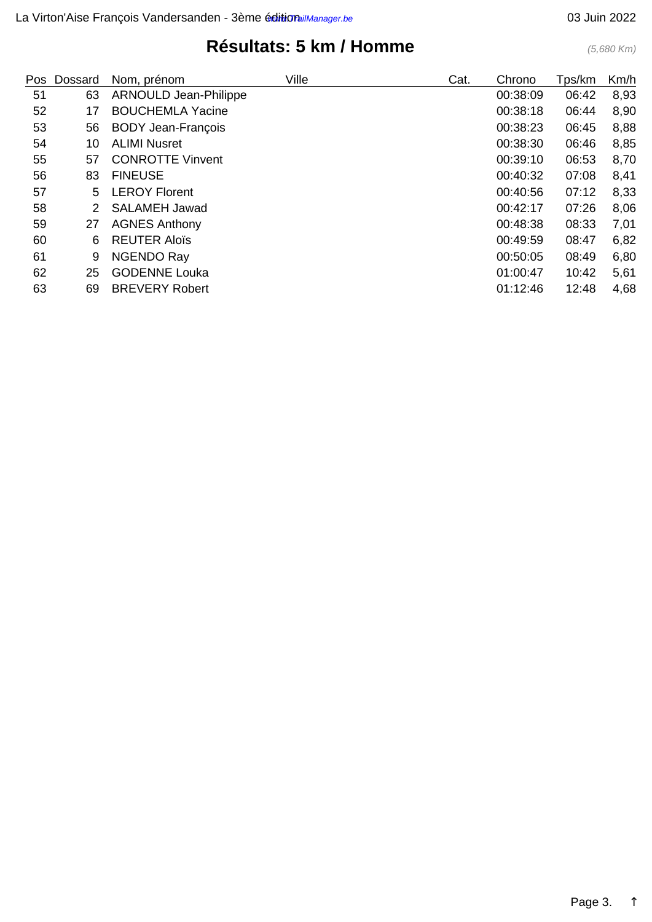## Résultats: 5 km / Homme

*(5,680 Km)*

| Pos | Dossard | Nom, prénom | Ville | Cat. | Chrono | Tps/km | Km/h |
|---|---|---|---|---|---|---|---|
| 51 | 63 | ARNOULD Jean-Philippe | | | 00:38:09 | 06:42 | 8,93 |
| 52 | 17 | BOUCHEMLA Yacine | | | 00:38:18 | 06:44 | 8,90 |
| 53 | 56 | BODY Jean-François | | | 00:38:23 | 06:45 | 8,88 |
| 54 | 10 | ALIMI Nusret | | | 00:38:30 | 06:46 | 8,85 |
| 55 | 57 | CONROTTE Vinvent | | | 00:39:10 | 06:53 | 8,70 |
| 56 | 83 | FINEUSE | | | 00:40:32 | 07:08 | 8,41 |
| 57 | 5 | LEROY Florent | | | 00:40:56 | 07:12 | 8,33 |
| 58 | 2 | SALAMEH Jawad | | | 00:42:17 | 07:26 | 8,06 |
| 59 | 27 | AGNES Anthony | | | 00:48:38 | 08:33 | 7,01 |
| 60 | 6 | REUTER Aloïs | | | 00:49:59 | 08:47 | 6,82 |
| 61 | 9 | NGENDO Ray | | | 00:50:05 | 08:49 | 6,80 |
| 62 | 25 | GODENNE Louka | | | 01:00:47 | 10:42 | 5,61 |
| 63 | 69 | BREVERY Robert | | | 01:12:46 | 12:48 | 4,68 |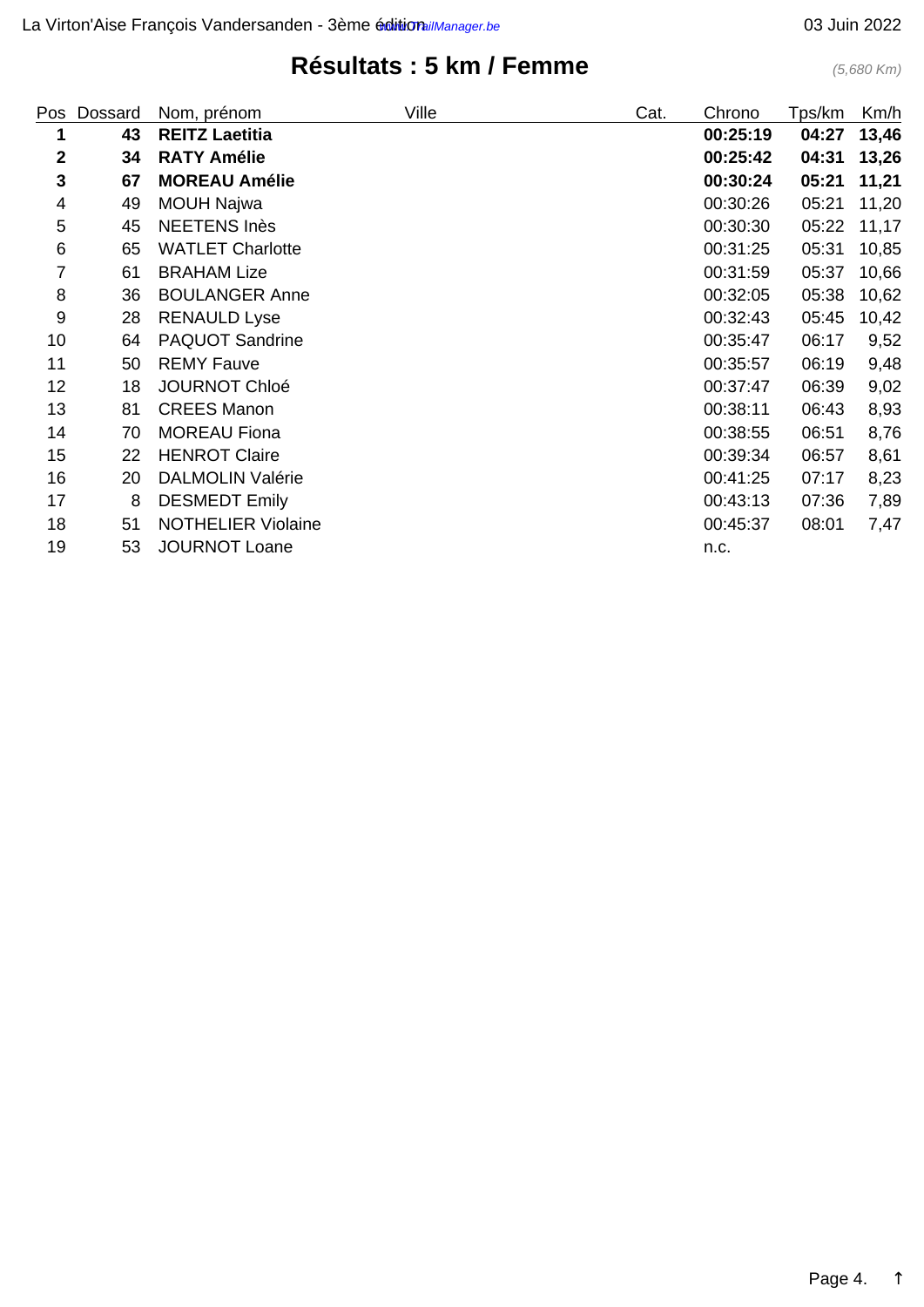# Résultats : 5 km / Femme

*(5,680 Km)*

| Pos | Dossard | Nom, prénom | Ville | Cat. | Chrono | Tps/km | Km/h |
|---|---|---|---|---|---|---|---|
| **1** | **43** | **REITZ Laetitia** | | | **00:25:19** | **04:27** | **13,46** |
| **2** | **34** | **RATY Amélie** | | | **00:25:42** | **04:31** | **13,26** |
| **3** | **67** | **MOREAU Amélie** | | | **00:30:24** | **05:21** | **11,21** |
| 4 | 49 | MOUH Najwa | | | 00:30:26 | 05:21 | 11,20 |
| 5 | 45 | NEETENS Inès | | | 00:30:30 | 05:22 | 11,17 |
| 6 | 65 | WATLET Charlotte | | | 00:31:25 | 05:31 | 10,85 |
| 7 | 61 | BRAHAM Lize | | | 00:31:59 | 05:37 | 10,66 |
| 8 | 36 | BOULANGER Anne | | | 00:32:05 | 05:38 | 10,62 |
| 9 | 28 | RENAULD Lyse | | | 00:32:43 | 05:45 | 10,42 |
| 10 | 64 | PAQUOT Sandrine | | | 00:35:47 | 06:17 | 9,52 |
| 11 | 50 | REMY Fauve | | | 00:35:57 | 06:19 | 9,48 |
| 12 | 18 | JOURNOT Chloé | | | 00:37:47 | 06:39 | 9,02 |
| 13 | 81 | CREES Manon | | | 00:38:11 | 06:43 | 8,93 |
| 14 | 70 | MOREAU Fiona | | | 00:38:55 | 06:51 | 8,76 |
| 15 | 22 | HENROT Claire | | | 00:39:34 | 06:57 | 8,61 |
| 16 | 20 | DALMOLIN Valérie | | | 00:41:25 | 07:17 | 8,23 |
| 17 | 8 | DESMEDT Emily | | | 00:43:13 | 07:36 | 7,89 |
| 18 | 51 | NOTHELIER Violaine | | | 00:45:37 | 08:01 | 7,47 |
| 19 | 53 | JOURNOT Loane | | | n.c. | | |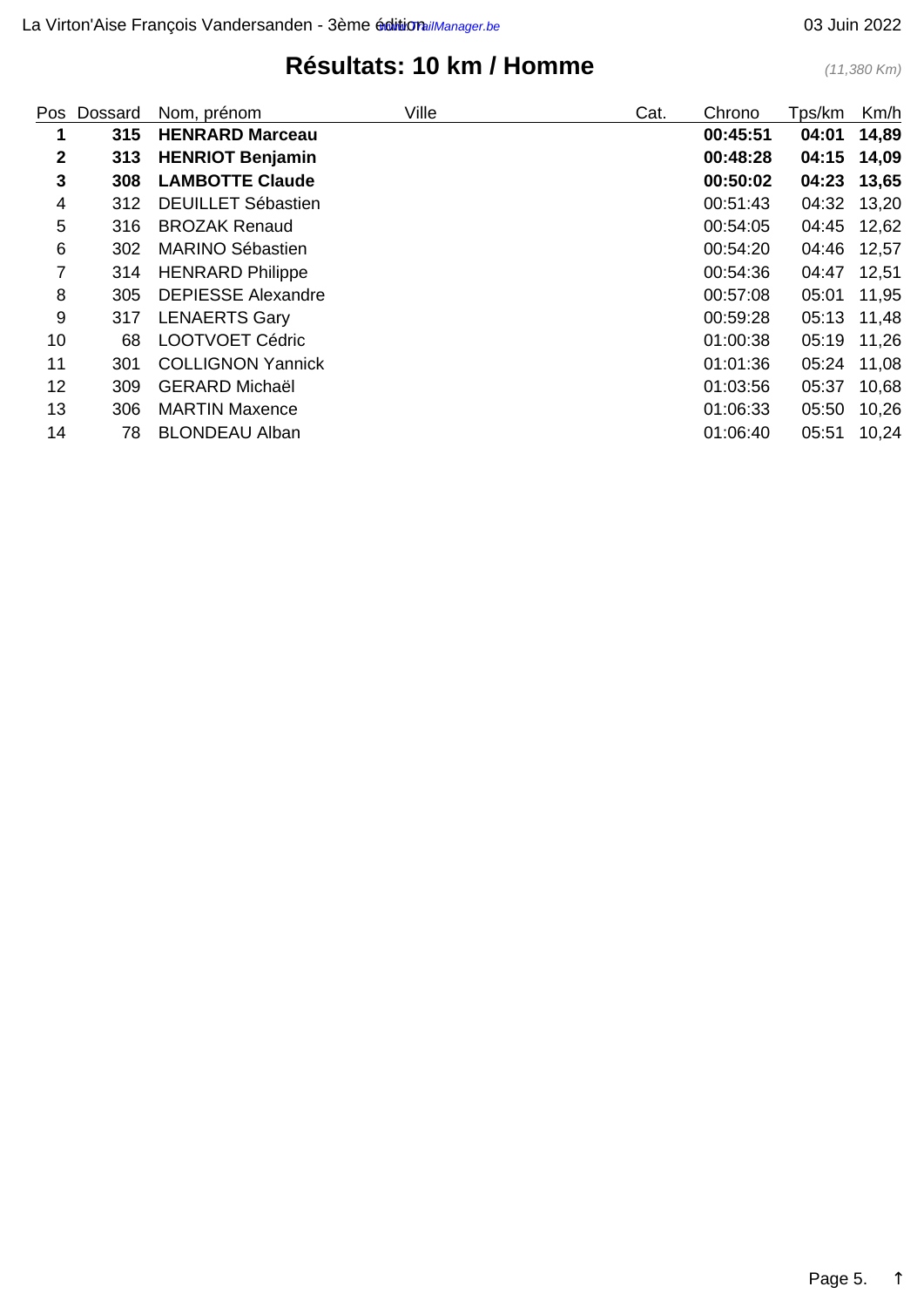# Résultats: 10 km / Homme

*(11,380 Km)*

| Pos | Dossard | Nom, prénom | Ville | Cat. | Chrono | Tps/km | Km/h |
|---|---|---|---|---|---|---|---|
| **1** | **315** | **HENRARD Marceau** | | | **00:45:51** | **04:01** | **14,89** |
| **2** | **313** | **HENRIOT Benjamin** | | | **00:48:28** | **04:15** | **14,09** |
| **3** | **308** | **LAMBOTTE Claude** | | | **00:50:02** | **04:23** | **13,65** |
| 4 | 312 | DEUILLET Sébastien | | | 00:51:43 | 04:32 | 13,20 |
| 5 | 316 | BROZAK Renaud | | | 00:54:05 | 04:45 | 12,62 |
| 6 | 302 | MARINO Sébastien | | | 00:54:20 | 04:46 | 12,57 |
| 7 | 314 | HENRARD Philippe | | | 00:54:36 | 04:47 | 12,51 |
| 8 | 305 | DEPIESSE Alexandre | | | 00:57:08 | 05:01 | 11,95 |
| 9 | 317 | LENAERTS Gary | | | 00:59:28 | 05:13 | 11,48 |
| 10 | 68 | LOOTVOET Cédric | | | 01:00:38 | 05:19 | 11,26 |
| 11 | 301 | COLLIGNON Yannick | | | 01:01:36 | 05:24 | 11,08 |
| 12 | 309 | GERARD Michaël | | | 01:03:56 | 05:37 | 10,68 |
| 13 | 306 | MARTIN Maxence | | | 01:06:33 | 05:50 | 10,26 |
| 14 | 78 | BLONDEAU Alban | | | 01:06:40 | 05:51 | 10,24 |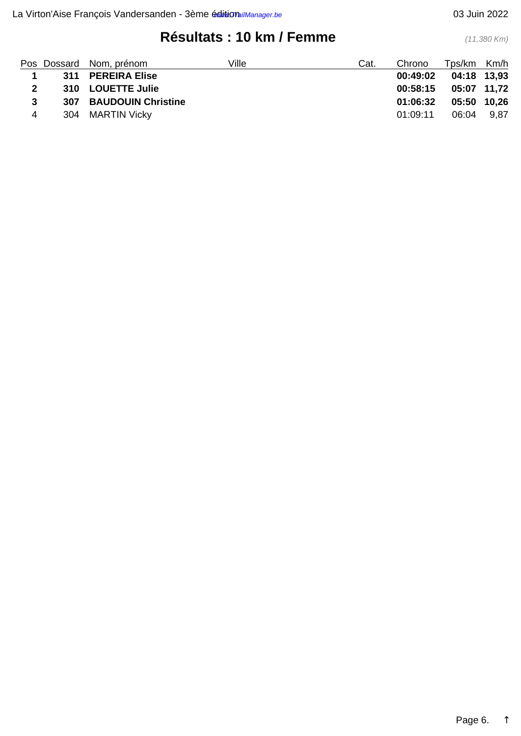# Résultats : 10 km / Femme

*(11,380 Km)*

| Pos | Dossard | Nom, prénom | Ville | Cat. | Chrono | Tps/km | Km/h |
|---|---|---|---|---|---|---|---|
| **1** | **311** | **PEREIRA Elise** | | | **00:49:02** | **04:18** | **13,93** |
| **2** | **310** | **LOUETTE Julie** | | | **00:58:15** | **05:07** | **11,72** |
| **3** | **307** | **BAUDOUIN Christine** | | | **01:06:32** | **05:50** | **10,26** |
| 4 | 304 | MARTIN Vicky | | | 01:09:11 | 06:04 | 9,87 |